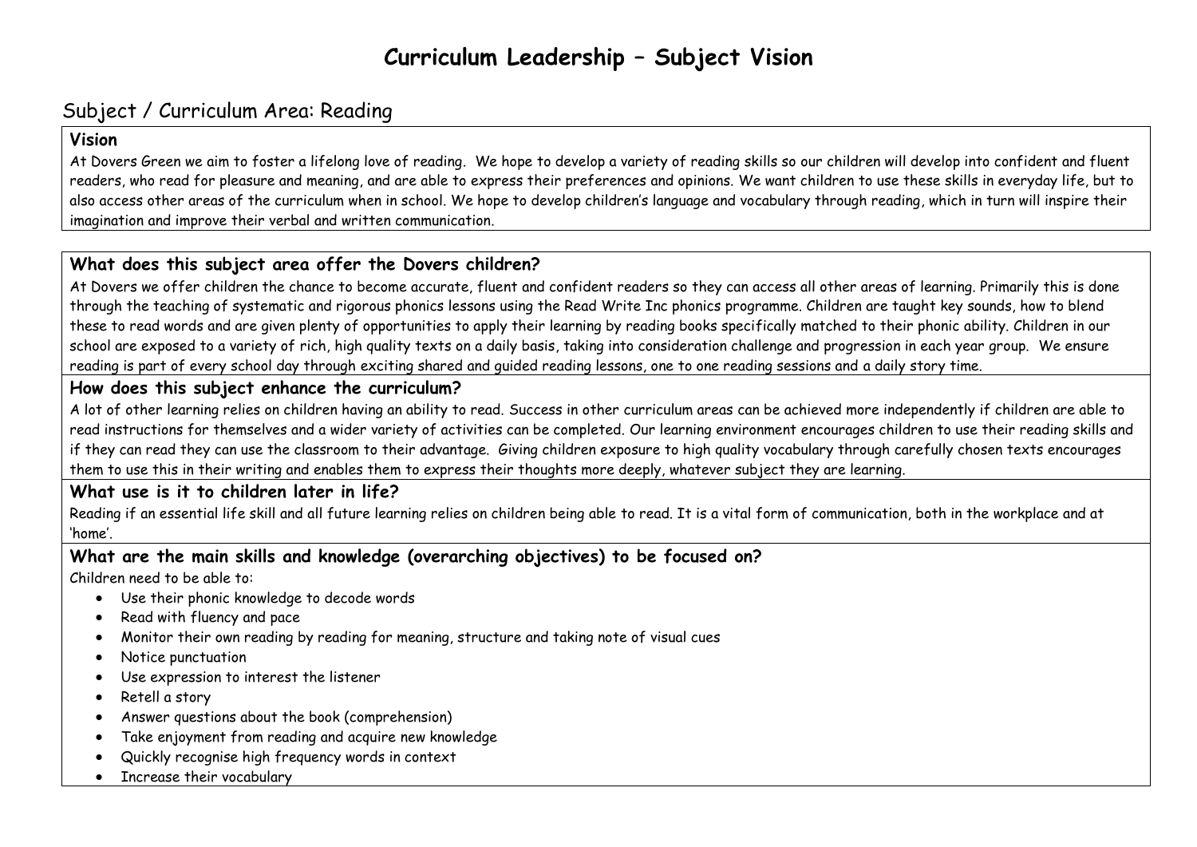# Curriculum Leadership – Subject Vision

## Subject / Curriculum Area: Reading

### Vision

At Dovers Green we aim to foster a lifelong love of reading. We hope to develop a variety of reading skills so our children will develop into confident and fluent readers, who read for pleasure and meaning, and are able to express their preferences and opinions. We want children to use these skills in everyday life, but to also access other areas of the curriculum when in school. We hope to develop children's language and vocabulary through reading, which in turn will inspire their imagination and improve their verbal and written communication.

### What does this subject area offer the Dovers children?

At Dovers we offer children the chance to become accurate, fluent and confident readers so they can access all other areas of learning. Primarily this is done through the teaching of systematic and rigorous phonics lessons using the Read Write Inc phonics programme. Children are taught key sounds, how to blend these to read words and are given plenty of opportunities to apply their learning by reading books specifically matched to their phonic ability. Children in our school are exposed to a variety of rich, high quality texts on a daily basis, taking into consideration challenge and progression in each year group. We ensure reading is part of every school day through exciting shared and guided reading lessons, one to one reading sessions and a daily story time.

### How does this subject enhance the curriculum?

A lot of other learning relies on children having an ability to read. Success in other curriculum areas can be achieved more independently if children are able to read instructions for themselves and a wider variety of activities can be completed. Our learning environment encourages children to use their reading skills and if they can read they can use the classroom to their advantage. Giving children exposure to high quality vocabulary through carefully chosen texts encourages them to use this in their writing and enables them to express their thoughts more deeply, whatever subject they are learning.

### What use is it to children later in life?

Reading if an essential life skill and all future learning relies on children being able to read. It is a vital form of communication, both in the workplace and at 'home'.

### What are the main skills and knowledge (overarching objectives) to be focused on?

Children need to be able to:

- Use their phonic knowledge to decode words
- Read with fluency and pace
- Monitor their own reading by reading for meaning, structure and taking note of visual cues
- Notice punctuation
- Use expression to interest the listener
- Retell a story
- Answer questions about the book (comprehension)
- Take enjoyment from reading and acquire new knowledge
- Quickly recognise high frequency words in context
- Increase their vocabulary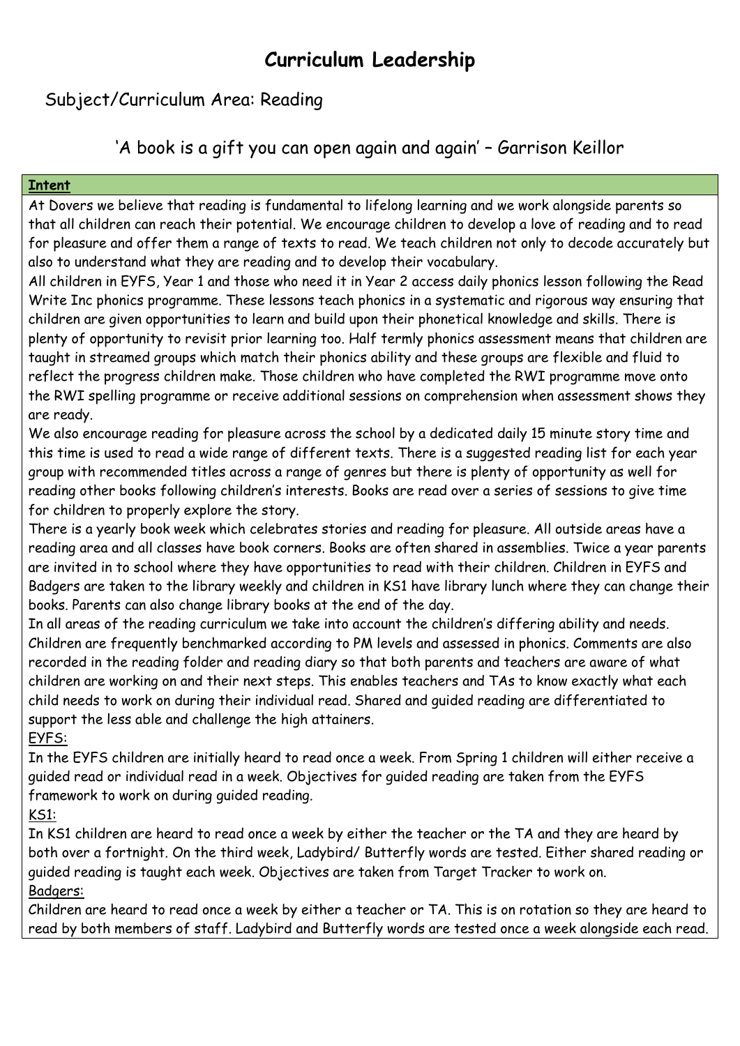# Curriculum Leadership

## Subject/Curriculum Area: Reading

'A book is a gift you can open again and again' – Garrison Keillor

**Intent**

At Dovers we believe that reading is fundamental to lifelong learning and we work alongside parents so that all children can reach their potential. We encourage children to develop a love of reading and to read for pleasure and offer them a range of texts to read. We teach children not only to decode accurately but also to understand what they are reading and to develop their vocabulary.

All children in EYFS, Year 1 and those who need it in Year 2 access daily phonics lesson following the Read Write Inc phonics programme. These lessons teach phonics in a systematic and rigorous way ensuring that children are given opportunities to learn and build upon their phonetical knowledge and skills. There is plenty of opportunity to revisit prior learning too. Half termly phonics assessment means that children are taught in streamed groups which match their phonics ability and these groups are flexible and fluid to reflect the progress children make. Those children who have completed the RWI programme move onto the RWI spelling programme or receive additional sessions on comprehension when assessment shows they are ready.

We also encourage reading for pleasure across the school by a dedicated daily 15 minute story time and this time is used to read a wide range of different texts. There is a suggested reading list for each year group with recommended titles across a range of genres but there is plenty of opportunity as well for reading other books following children's interests. Books are read over a series of sessions to give time for children to properly explore the story.

There is a yearly book week which celebrates stories and reading for pleasure. All outside areas have a reading area and all classes have book corners. Books are often shared in assemblies. Twice a year parents are invited in to school where they have opportunities to read with their children. Children in EYFS and Badgers are taken to the library weekly and children in KS1 have library lunch where they can change their books. Parents can also change library books at the end of the day.

In all areas of the reading curriculum we take into account the children's differing ability and needs. Children are frequently benchmarked according to PM levels and assessed in phonics. Comments are also recorded in the reading folder and reading diary so that both parents and teachers are aware of what children are working on and their next steps. This enables teachers and TAs to know exactly what each child needs to work on during their individual read. Shared and guided reading are differentiated to support the less able and challenge the high attainers.

EYFS:

In the EYFS children are initially heard to read once a week. From Spring 1 children will either receive a guided read or individual read in a week. Objectives for guided reading are taken from the EYFS framework to work on during guided reading.

KS1:

In KS1 children are heard to read once a week by either the teacher or the TA and they are heard by both over a fortnight. On the third week, Ladybird/ Butterfly words are tested. Either shared reading or guided reading is taught each week. Objectives are taken from Target Tracker to work on.

Badgers:

Children are heard to read once a week by either a teacher or TA. This is on rotation so they are heard to read by both members of staff. Ladybird and Butterfly words are tested once a week alongside each read.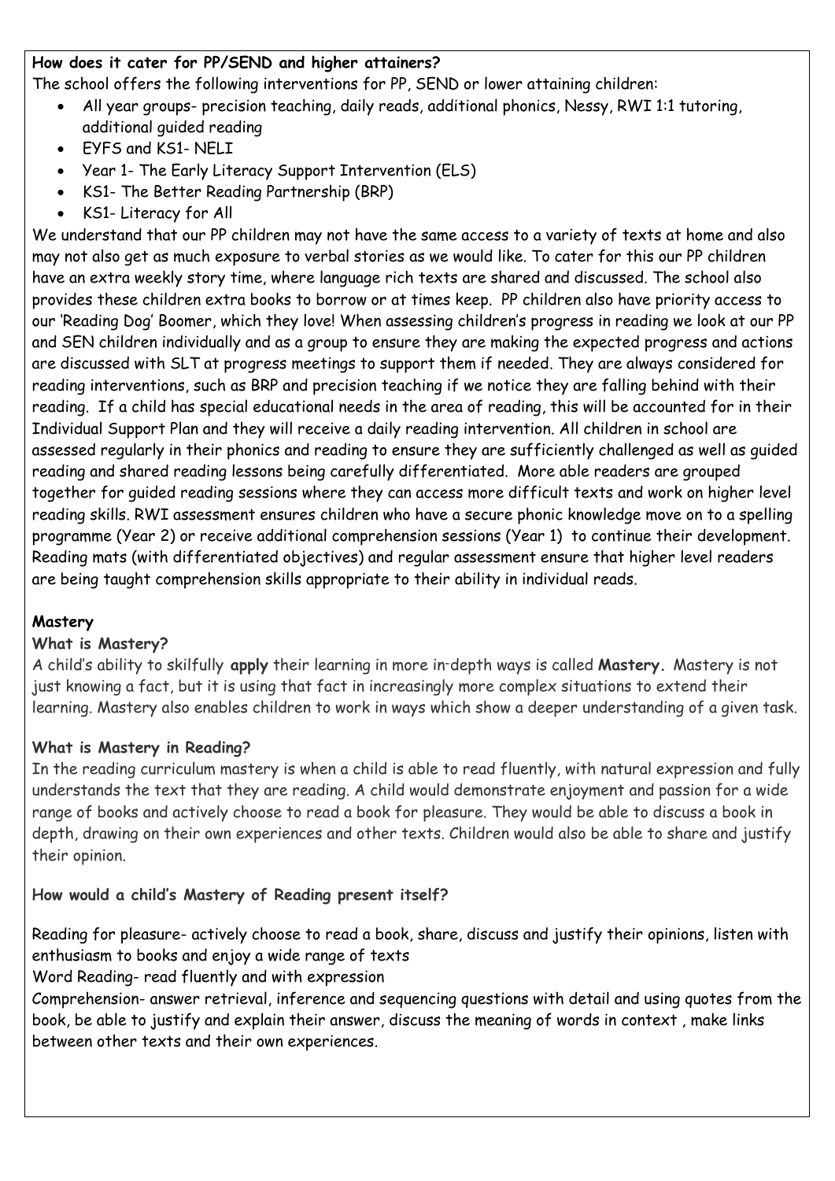**How does it cater for PP/SEND and higher attainers?**

The school offers the following interventions for PP, SEND or lower attaining children:

- All year groups- precision teaching, daily reads, additional phonics, Nessy, RWI 1:1 tutoring, additional guided reading
- EYFS and KS1- NELI
- Year 1- The Early Literacy Support Intervention (ELS)
- KS1- The Better Reading Partnership (BRP)
- KS1- Literacy for All

We understand that our PP children may not have the same access to a variety of texts at home and also may not also get as much exposure to verbal stories as we would like. To cater for this our PP children have an extra weekly story time, where language rich texts are shared and discussed. The school also provides these children extra books to borrow or at times keep. PP children also have priority access to our 'Reading Dog' Boomer, which they love! When assessing children's progress in reading we look at our PP and SEN children individually and as a group to ensure they are making the expected progress and actions are discussed with SLT at progress meetings to support them if needed. They are always considered for reading interventions, such as BRP and precision teaching if we notice they are falling behind with their reading. If a child has special educational needs in the area of reading, this will be accounted for in their Individual Support Plan and they will receive a daily reading intervention. All children in school are assessed regularly in their phonics and reading to ensure they are sufficiently challenged as well as guided reading and shared reading lessons being carefully differentiated. More able readers are grouped together for guided reading sessions where they can access more difficult texts and work on higher level reading skills. RWI assessment ensures children who have a secure phonic knowledge move on to a spelling programme (Year 2) or receive additional comprehension sessions (Year 1) to continue their development. Reading mats (with differentiated objectives) and regular assessment ensure that higher level readers are being taught comprehension skills appropriate to their ability in individual reads.

**Mastery**

**What is Mastery?**

A child's ability to skilfully **apply** their learning in more in-depth ways is called **Mastery.** Mastery is not just knowing a fact, but it is using that fact in increasingly more complex situations to extend their learning. Mastery also enables children to work in ways which show a deeper understanding of a given task.

**What is Mastery in Reading?**

In the reading curriculum mastery is when a child is able to read fluently, with natural expression and fully understands the text that they are reading. A child would demonstrate enjoyment and passion for a wide range of books and actively choose to read a book for pleasure. They would be able to discuss a book in depth, drawing on their own experiences and other texts. Children would also be able to share and justify their opinion.

**How would a child's Mastery of Reading present itself?**

Reading for pleasure- actively choose to read a book, share, discuss and justify their opinions, listen with enthusiasm to books and enjoy a wide range of texts

Word Reading- read fluently and with expression

Comprehension- answer retrieval, inference and sequencing questions with detail and using quotes from the book, be able to justify and explain their answer, discuss the meaning of words in context , make links between other texts and their own experiences.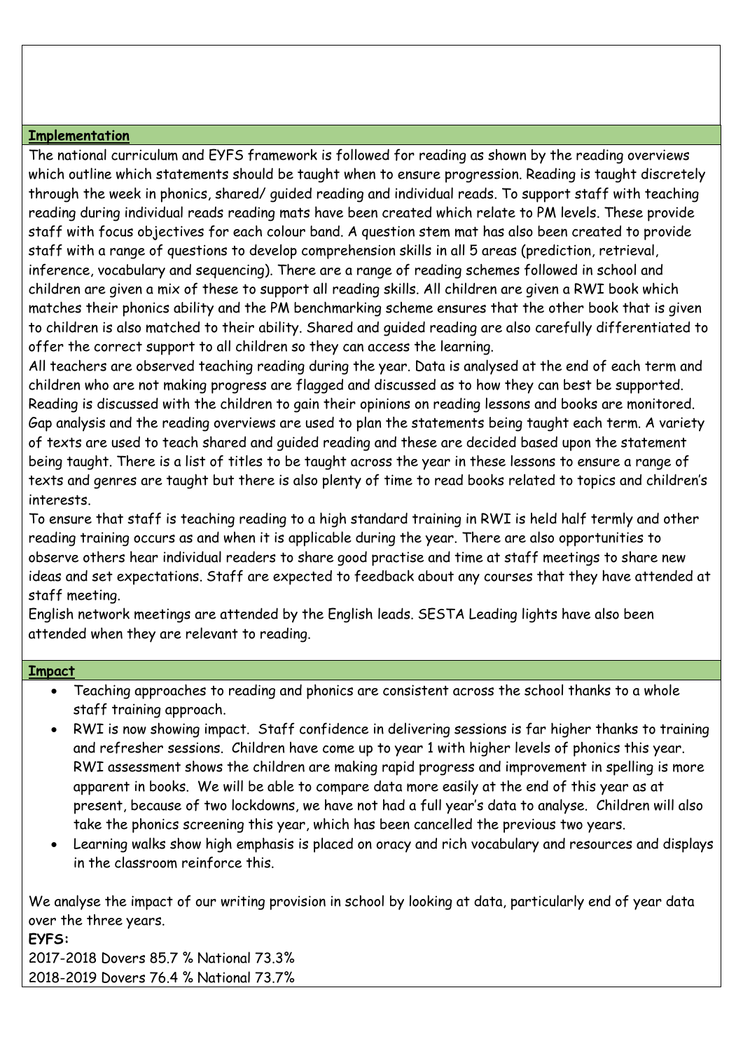## Implementation

The national curriculum and EYFS framework is followed for reading as shown by the reading overviews which outline which statements should be taught when to ensure progression. Reading is taught discretely through the week in phonics, shared/ guided reading and individual reads. To support staff with teaching reading during individual reads reading mats have been created which relate to PM levels. These provide staff with focus objectives for each colour band. A question stem mat has also been created to provide staff with a range of questions to develop comprehension skills in all 5 areas (prediction, retrieval, inference, vocabulary and sequencing). There are a range of reading schemes followed in school and children are given a mix of these to support all reading skills. All children are given a RWI book which matches their phonics ability and the PM benchmarking scheme ensures that the other book that is given to children is also matched to their ability. Shared and guided reading are also carefully differentiated to offer the correct support to all children so they can access the learning.

All teachers are observed teaching reading during the year. Data is analysed at the end of each term and children who are not making progress are flagged and discussed as to how they can best be supported. Reading is discussed with the children to gain their opinions on reading lessons and books are monitored. Gap analysis and the reading overviews are used to plan the statements being taught each term. A variety of texts are used to teach shared and guided reading and these are decided based upon the statement being taught. There is a list of titles to be taught across the year in these lessons to ensure a range of texts and genres are taught but there is also plenty of time to read books related to topics and children's interests.

To ensure that staff is teaching reading to a high standard training in RWI is held half termly and other reading training occurs as and when it is applicable during the year. There are also opportunities to observe others hear individual readers to share good practise and time at staff meetings to share new ideas and set expectations. Staff are expected to feedback about any courses that they have attended at staff meeting.

English network meetings are attended by the English leads. SESTA Leading lights have also been attended when they are relevant to reading.

## Impact

- Teaching approaches to reading and phonics are consistent across the school thanks to a whole staff training approach.
- RWI is now showing impact. Staff confidence in delivering sessions is far higher thanks to training and refresher sessions. Children have come up to year 1 with higher levels of phonics this year. RWI assessment shows the children are making rapid progress and improvement in spelling is more apparent in books. We will be able to compare data more easily at the end of this year as at present, because of two lockdowns, we have not had a full year's data to analyse. Children will also take the phonics screening this year, which has been cancelled the previous two years.
- Learning walks show high emphasis is placed on oracy and rich vocabulary and resources and displays in the classroom reinforce this.

We analyse the impact of our writing provision in school by looking at data, particularly end of year data over the three years.

**EYFS:**

2017-2018 Dovers 85.7 % National 73.3%

2018-2019 Dovers 76.4 % National 73.7%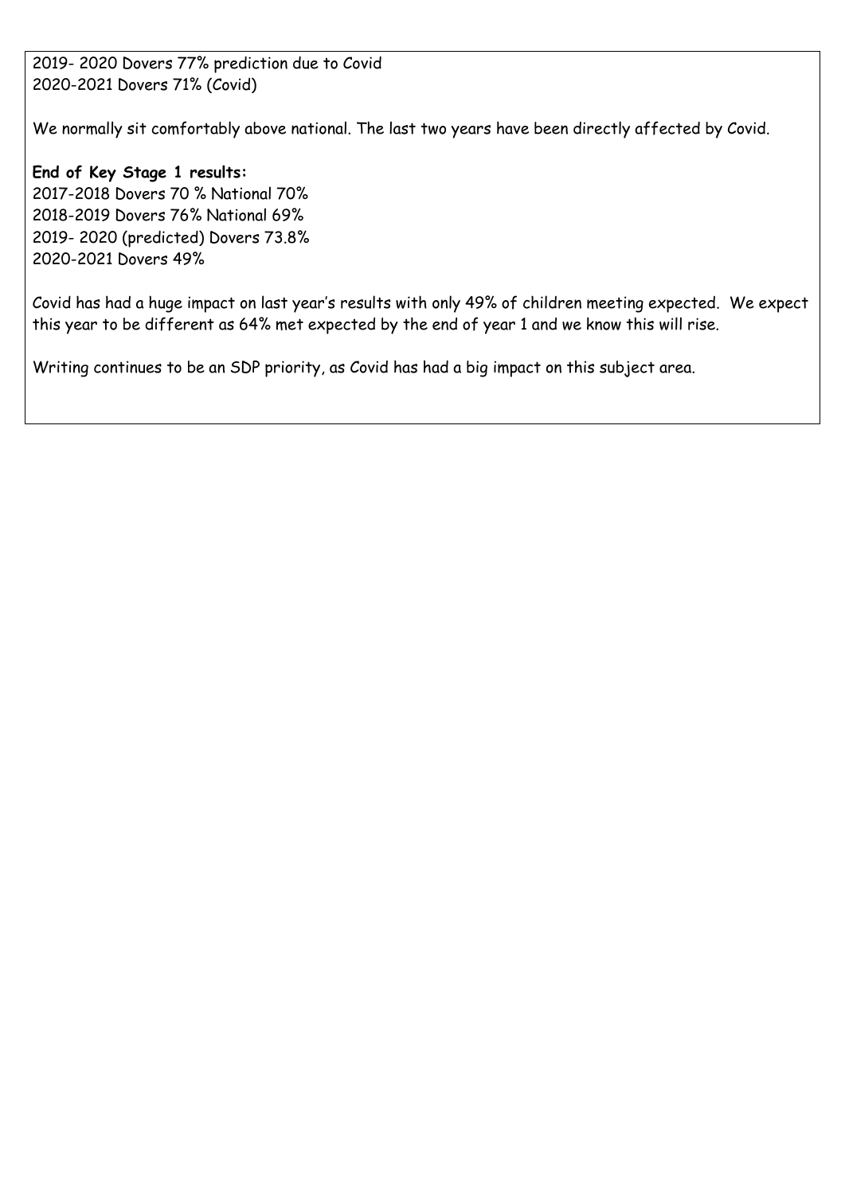2019- 2020 Dovers 77% prediction due to Covid
2020-2021 Dovers 71% (Covid)

We normally sit comfortably above national. The last two years have been directly affected by Covid.

**End of Key Stage 1 results:**
2017-2018 Dovers 70 % National 70%
2018-2019 Dovers 76% National 69%
2019- 2020 (predicted) Dovers 73.8%
2020-2021 Dovers 49%

Covid has had a huge impact on last year's results with only 49% of children meeting expected. We expect this year to be different as 64% met expected by the end of year 1 and we know this will rise.

Writing continues to be an SDP priority, as Covid has had a big impact on this subject area.